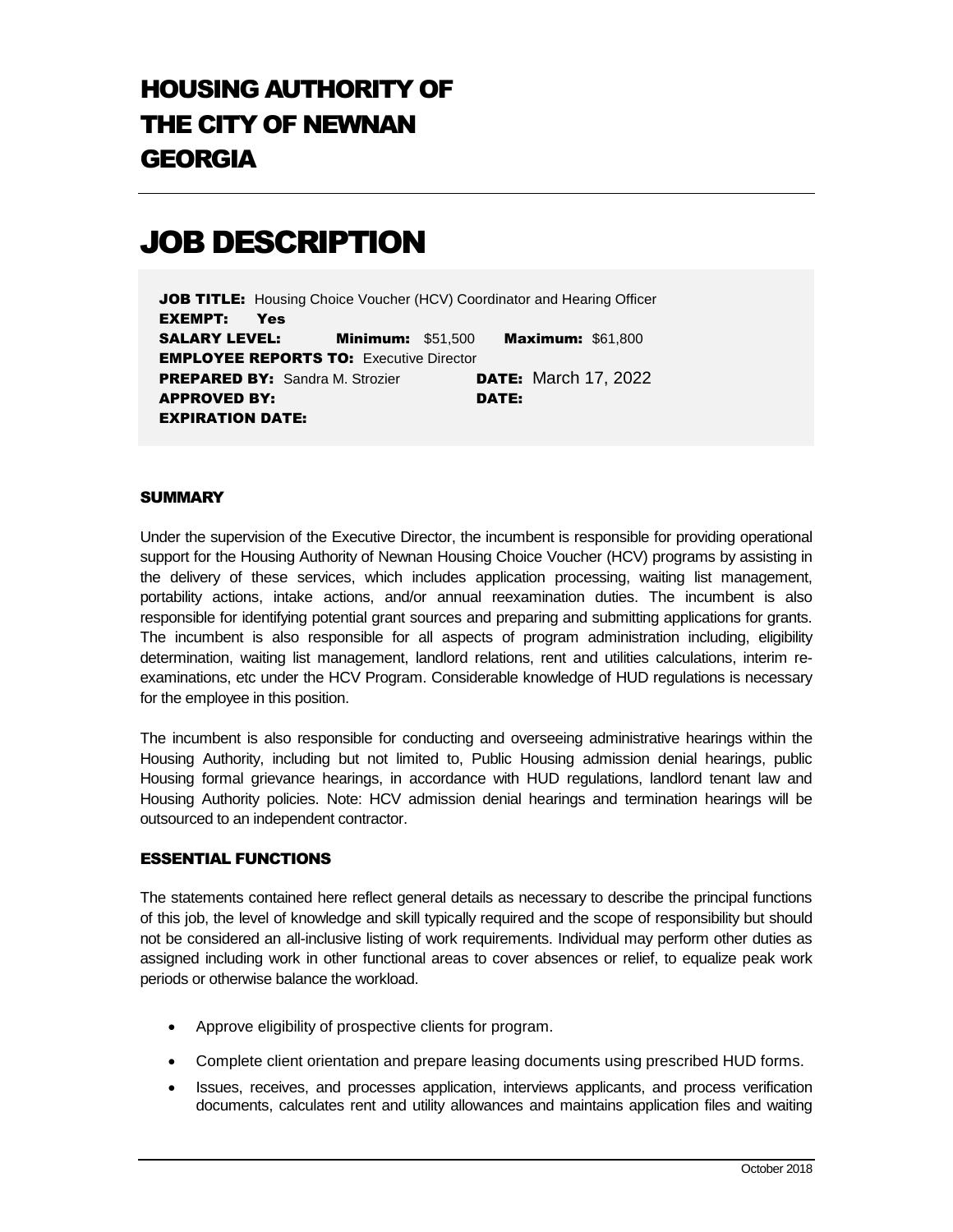# HOUSING AUTHORITY OF THE CITY OF NEWNAN GEORGIA

# JOB DESCRIPTION

**JOB TITLE:** Housing Choice Voucher (HCV) Coordinator and Hearing Officer
**EXEMPT:** Yes
**SALARY LEVEL:** **Minimum:** $51,500 **Maximum:** $61,800
**EMPLOYEE REPORTS TO:** Executive Director
**PREPARED BY:** Sandra M. Strozier **DATE:** March 17, 2022
**APPROVED BY:** **DATE:**
**EXPIRATION DATE:**

## SUMMARY

Under the supervision of the Executive Director, the incumbent is responsible for providing operational support for the Housing Authority of Newnan Housing Choice Voucher (HCV) programs by assisting in the delivery of these services, which includes application processing, waiting list management, portability actions, intake actions, and/or annual reexamination duties. The incumbent is also responsible for identifying potential grant sources and preparing and submitting applications for grants. The incumbent is also responsible for all aspects of program administration including, eligibility determination, waiting list management, landlord relations, rent and utilities calculations, interim re-examinations, etc under the HCV Program. Considerable knowledge of HUD regulations is necessary for the employee in this position.

The incumbent is also responsible for conducting and overseeing administrative hearings within the Housing Authority, including but not limited to, Public Housing admission denial hearings, public Housing formal grievance hearings, in accordance with HUD regulations, landlord tenant law and Housing Authority policies. Note: HCV admission denial hearings and termination hearings will be outsourced to an independent contractor.

## ESSENTIAL FUNCTIONS

The statements contained here reflect general details as necessary to describe the principal functions of this job, the level of knowledge and skill typically required and the scope of responsibility but should not be considered an all-inclusive listing of work requirements. Individual may perform other duties as assigned including work in other functional areas to cover absences or relief, to equalize peak work periods or otherwise balance the workload.

- Approve eligibility of prospective clients for program.
- Complete client orientation and prepare leasing documents using prescribed HUD forms.
- Issues, receives, and processes application, interviews applicants, and process verification documents, calculates rent and utility allowances and maintains application files and waiting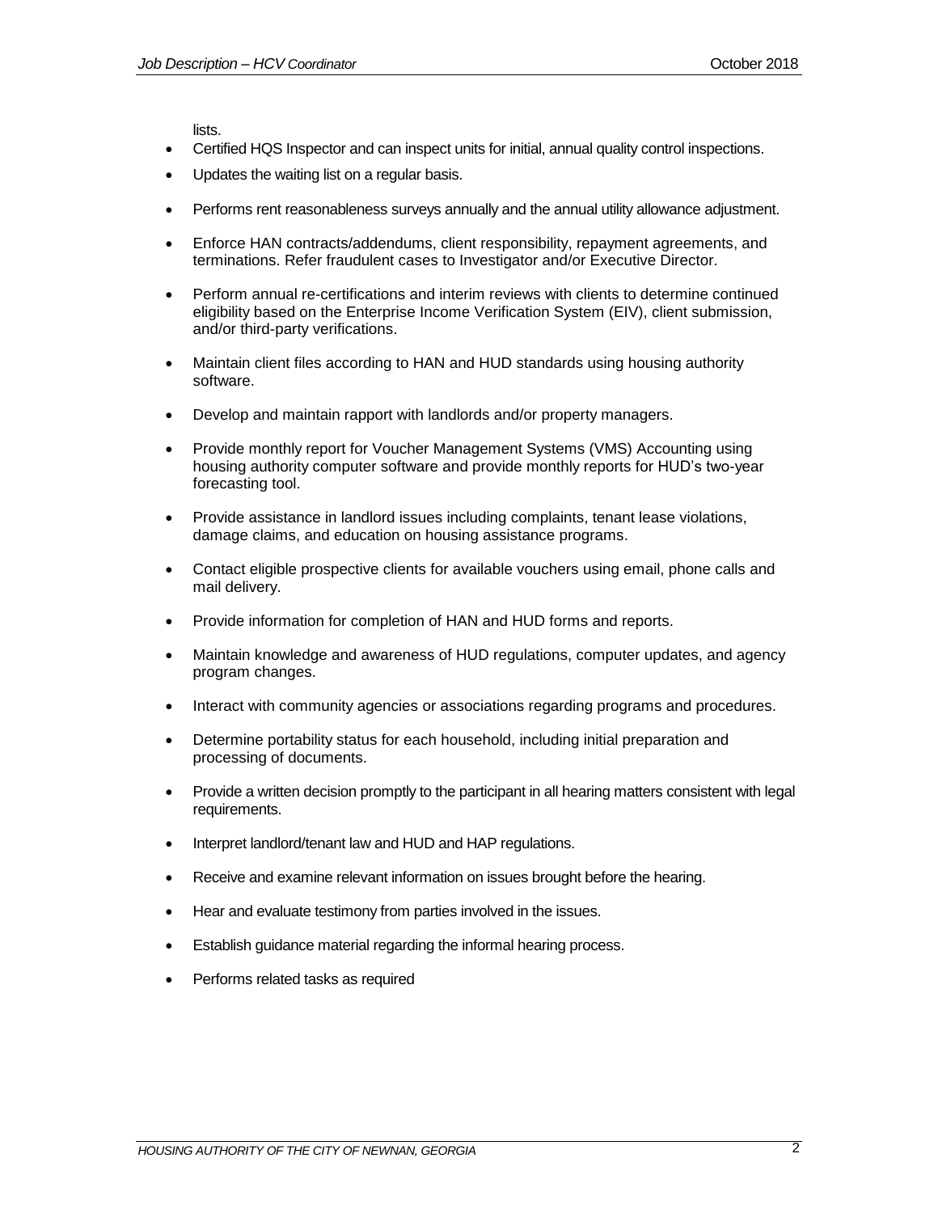lists.

- Certified HQS Inspector and can inspect units for initial, annual quality control inspections.
- Updates the waiting list on a regular basis.
- Performs rent reasonableness surveys annually and the annual utility allowance adjustment.
- Enforce HAN contracts/addendums, client responsibility, repayment agreements, and terminations. Refer fraudulent cases to Investigator and/or Executive Director.
- Perform annual re-certifications and interim reviews with clients to determine continued eligibility based on the Enterprise Income Verification System (EIV), client submission, and/or third-party verifications.
- Maintain client files according to HAN and HUD standards using housing authority software.
- Develop and maintain rapport with landlords and/or property managers.
- Provide monthly report for Voucher Management Systems (VMS) Accounting using housing authority computer software and provide monthly reports for HUD's two-year forecasting tool.
- Provide assistance in landlord issues including complaints, tenant lease violations, damage claims, and education on housing assistance programs.
- Contact eligible prospective clients for available vouchers using email, phone calls and mail delivery.
- Provide information for completion of HAN and HUD forms and reports.
- Maintain knowledge and awareness of HUD regulations, computer updates, and agency program changes.
- Interact with community agencies or associations regarding programs and procedures.
- Determine portability status for each household, including initial preparation and processing of documents.
- Provide a written decision promptly to the participant in all hearing matters consistent with legal requirements.
- Interpret landlord/tenant law and HUD and HAP regulations.
- Receive and examine relevant information on issues brought before the hearing.
- Hear and evaluate testimony from parties involved in the issues.
- Establish guidance material regarding the informal hearing process.
- Performs related tasks as required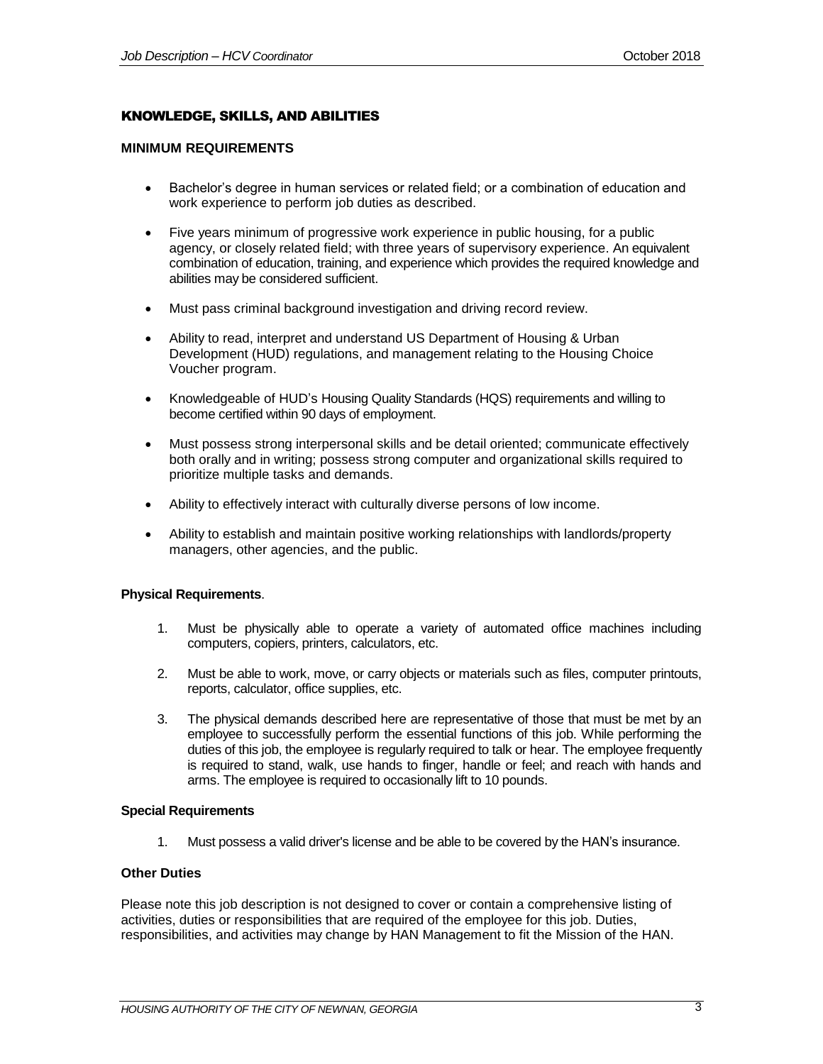## KNOWLEDGE, SKILLS, AND ABILITIES

### MINIMUM REQUIREMENTS

- Bachelor's degree in human services or related field; or a combination of education and work experience to perform job duties as described.
- Five years minimum of progressive work experience in public housing, for a public agency, or closely related field; with three years of supervisory experience. An equivalent combination of education, training, and experience which provides the required knowledge and abilities may be considered sufficient.
- Must pass criminal background investigation and driving record review.
- Ability to read, interpret and understand US Department of Housing & Urban Development (HUD) regulations, and management relating to the Housing Choice Voucher program.
- Knowledgeable of HUD's Housing Quality Standards (HQS) requirements and willing to become certified within 90 days of employment.
- Must possess strong interpersonal skills and be detail oriented; communicate effectively both orally and in writing; possess strong computer and organizational skills required to prioritize multiple tasks and demands.
- Ability to effectively interact with culturally diverse persons of low income.
- Ability to establish and maintain positive working relationships with landlords/property managers, other agencies, and the public.

**Physical Requirements**.

1. Must be physically able to operate a variety of automated office machines including computers, copiers, printers, calculators, etc.
2. Must be able to work, move, or carry objects or materials such as files, computer printouts, reports, calculator, office supplies, etc.
3. The physical demands described here are representative of those that must be met by an employee to successfully perform the essential functions of this job. While performing the duties of this job, the employee is regularly required to talk or hear. The employee frequently is required to stand, walk, use hands to finger, handle or feel; and reach with hands and arms. The employee is required to occasionally lift to 10 pounds.

**Special Requirements**

1. Must possess a valid driver's license and be able to be covered by the HAN's insurance.

**Other Duties**

Please note this job description is not designed to cover or contain a comprehensive listing of activities, duties or responsibilities that are required of the employee for this job. Duties, responsibilities, and activities may change by HAN Management to fit the Mission of the HAN.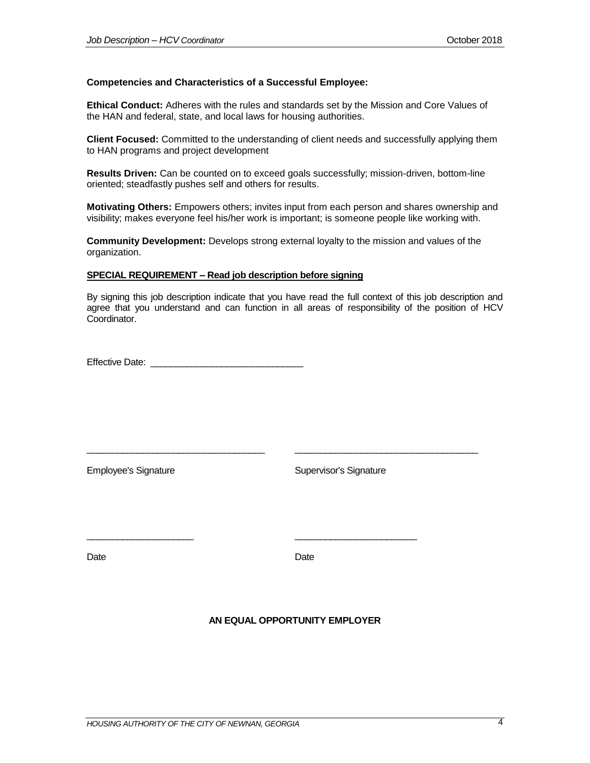**Competencies and Characteristics of a Successful Employee:**

**Ethical Conduct:** Adheres with the rules and standards set by the Mission and Core Values of the HAN and federal, state, and local laws for housing authorities.

**Client Focused:** Committed to the understanding of client needs and successfully applying them to HAN programs and project development

**Results Driven:** Can be counted on to exceed goals successfully; mission-driven, bottom-line oriented; steadfastly pushes self and others for results.

**Motivating Others:** Empowers others; invites input from each person and shares ownership and visibility; makes everyone feel his/her work is important; is someone people like working with.

**Community Development:** Develops strong external loyalty to the mission and values of the organization.

**SPECIAL REQUIREMENT – Read job description before signing**

By signing this job description indicate that you have read the full context of this job description and agree that you understand and can function in all areas of responsibility of the position of HCV Coordinator.

Effective Date: ______________________________

___________________________________ ___________________________________

Employee's Signature Supervisor's Signature

_____________________ _______________________

Date Date

**AN EQUAL OPPORTUNITY EMPLOYER**